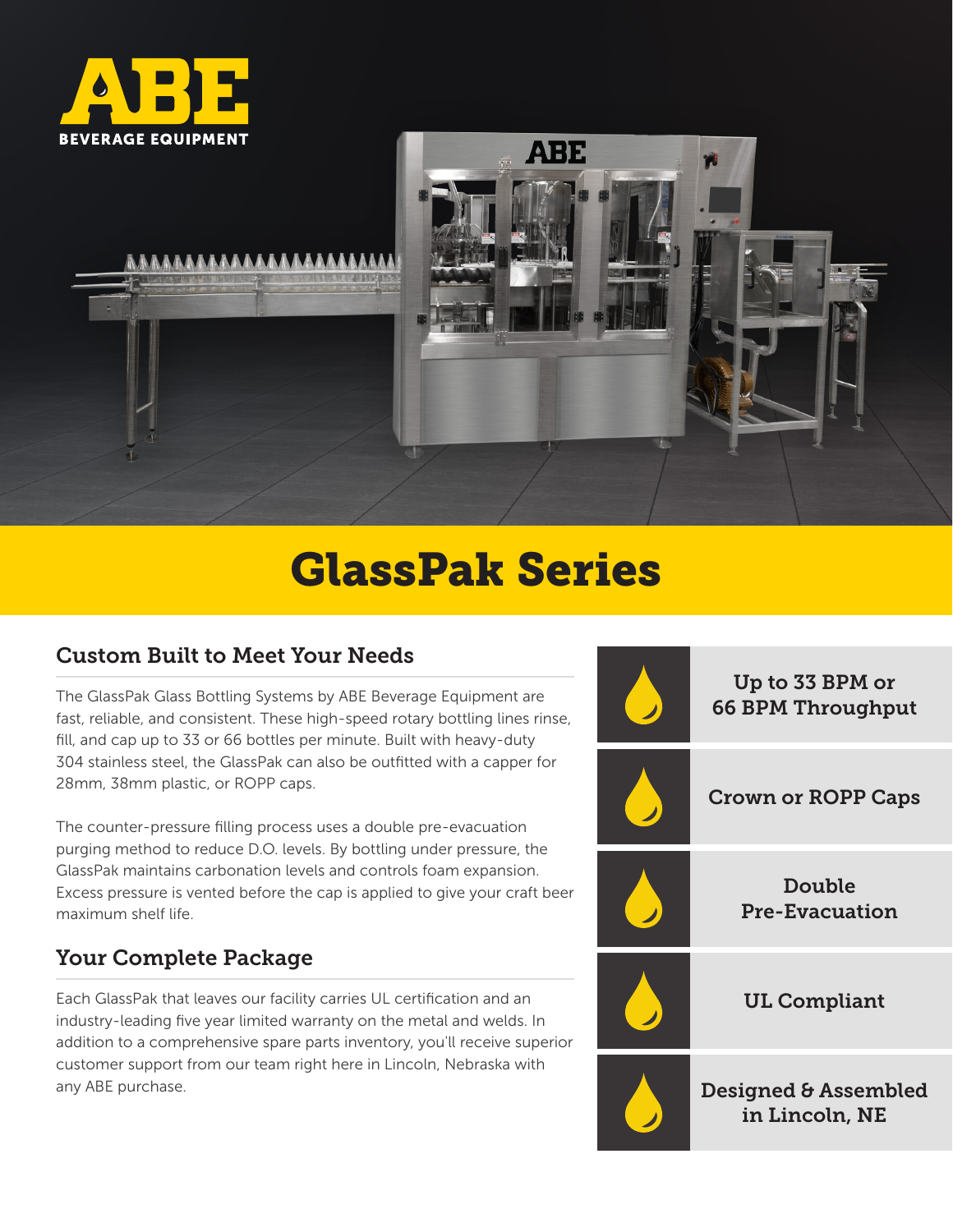ABE

BEVERAGE EQUIPMENT

# GlassPak Series

## Custom Built to Meet Your Needs

The GlassPak Glass Bottling Systems by ABE Beverage Equipment are fast, reliable, and consistent. These high-speed rotary bottling lines rinse, fill, and cap up to 33 or 66 bottles per minute. Built with heavy-duty 304 stainless steel, the GlassPak can also be outfitted with a capper for 28mm, 38mm plastic, or ROPP caps.

The counter-pressure filling process uses a double pre-evacuation purging method to reduce D.O. levels. By bottling under pressure, the GlassPak maintains carbonation levels and controls foam expansion. Excess pressure is vented before the cap is applied to give your craft beer maximum shelf life.

## Your Complete Package

Each GlassPak that leaves our facility carries UL certification and an industry-leading five year limited warranty on the metal and welds. In addition to a comprehensive spare parts inventory, you'll receive superior customer support from our team right here in Lincoln, Nebraska with any ABE purchase.

- **Up to 33 BPM or 66 BPM Throughput**
- **Crown or ROPP Caps**
- **Double Pre-Evacuation**
- **UL Compliant**
- **Designed & Assembled in Lincoln, NE**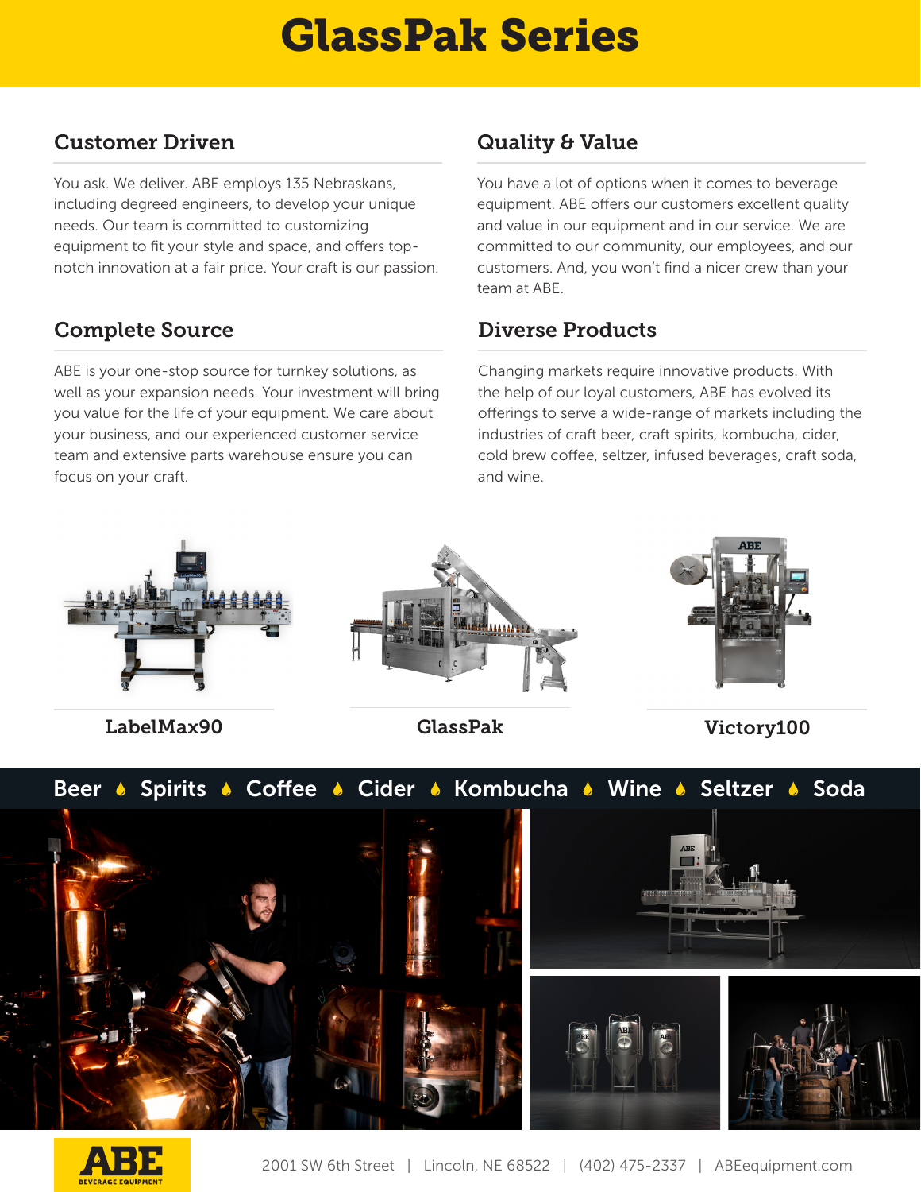# GlassPak Series

## Customer Driven

You ask. We deliver. ABE employs 135 Nebraskans, including degreed engineers, to develop your unique needs. Our team is committed to customizing equipment to fit your style and space, and offers top-notch innovation at a fair price. Your craft is our passion.

## Quality & Value

You have a lot of options when it comes to beverage equipment. ABE offers our customers excellent quality and value in our equipment and in our service. We are committed to our community, our employees, and our customers. And, you won't find a nicer crew than your team at ABE.

## Complete Source

ABE is your one-stop source for turnkey solutions, as well as your expansion needs. Your investment will bring you value for the life of your equipment. We care about your business, and our experienced customer service team and extensive parts warehouse ensure you can focus on your craft.

## Diverse Products

Changing markets require innovative products. With the help of our loyal customers, ABE has evolved its offerings to serve a wide-range of markets including the industries of craft beer, craft spirits, kombucha, cider, cold brew coffee, seltzer, infused beverages, craft soda, and wine.

**LabelMax90**

**GlassPak**

**Victory100**

**Beer • Spirits • Coffee • Cider • Kombucha • Wine • Seltzer • Soda**

ABE BEVERAGE EQUIPMENT

2001 SW 6th Street | Lincoln, NE 68522 | (402) 475-2337 | ABEequipment.com